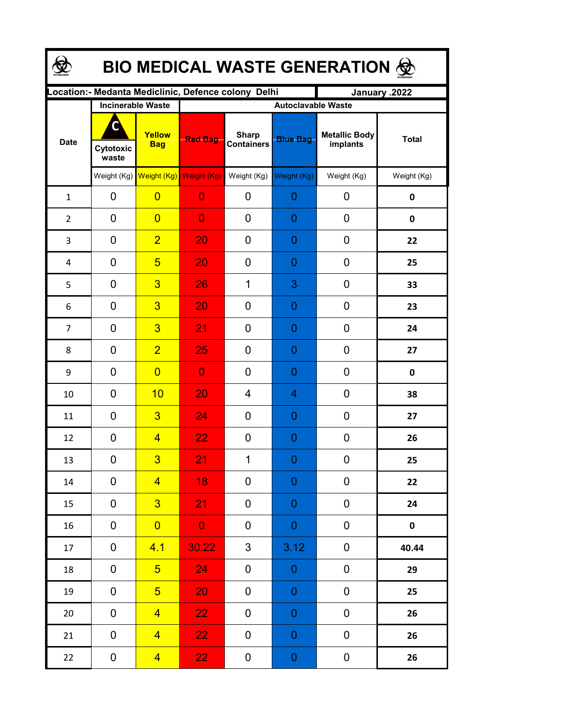# BIO MEDICAL WASTE GENERATION

| Location:- Medanta Mediclinic, Defence colony Delhi | | | | | | | January .2022 |
|---|---|---|---|---|---|---|---|
| Date | Incinerable Waste | | Autoclavable Waste | | | | |
| | C Cytotoxic waste | Yellow Bag | Red Bag | Sharp Containers | Blue Bag | Metallic Body implants | Total |
| | Weight (Kg) | Weight (Kg) | Weight (Kg) | Weight (Kg) | Weight (Kg) | Weight (Kg) | Weight (Kg) |
| 1 | 0 | 0 | 0 | 0 | 0 | 0 | **0** |
| 2 | 0 | 0 | 0 | 0 | 0 | 0 | **0** |
| 3 | 0 | 2 | 20 | 0 | 0 | 0 | **22** |
| 4 | 0 | 5 | 20 | 0 | 0 | 0 | **25** |
| 5 | 0 | 3 | 26 | 1 | 3 | 0 | **33** |
| 6 | 0 | 3 | 20 | 0 | 0 | 0 | **23** |
| 7 | 0 | 3 | 21 | 0 | 0 | 0 | **24** |
| 8 | 0 | 2 | 25 | 0 | 0 | 0 | **27** |
| 9 | 0 | 0 | 0 | 0 | 0 | 0 | **0** |
| 10 | 0 | 10 | 20 | 4 | 4 | 0 | **38** |
| 11 | 0 | 3 | 24 | 0 | 0 | 0 | **27** |
| 12 | 0 | 4 | 22 | 0 | 0 | 0 | **26** |
| 13 | 0 | 3 | 21 | 1 | 0 | 0 | **25** |
| 14 | 0 | 4 | 18 | 0 | 0 | 0 | **22** |
| 15 | 0 | 3 | 21 | 0 | 0 | 0 | **24** |
| 16 | 0 | 0 | 0 | 0 | 0 | 0 | **0** |
| 17 | 0 | 4.1 | 30.22 | 3 | 3.12 | 0 | **40.44** |
| 18 | 0 | 5 | 24 | 0 | 0 | 0 | **29** |
| 19 | 0 | 5 | 20 | 0 | 0 | 0 | **25** |
| 20 | 0 | 4 | 22 | 0 | 0 | 0 | **26** |
| 21 | 0 | 4 | 22 | 0 | 0 | 0 | **26** |
| 22 | 0 | 4 | 22 | 0 | 0 | 0 | **26** |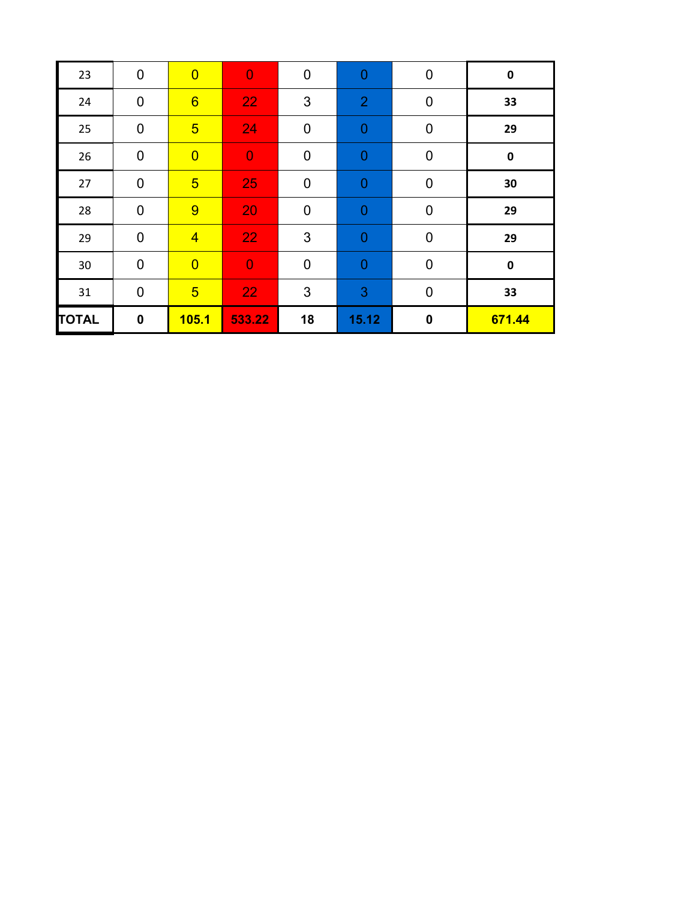| | | | | | | | |
|---|---|---|---|---|---|---|---|
| 23 | 0 | 0 | 0 | 0 | 0 | 0 | **0** |
| 24 | 0 | 6 | 22 | 3 | 2 | 0 | **33** |
| 25 | 0 | 5 | 24 | 0 | 0 | 0 | **29** |
| 26 | 0 | 0 | 0 | 0 | 0 | 0 | **0** |
| 27 | 0 | 5 | 25 | 0 | 0 | 0 | **30** |
| 28 | 0 | 9 | 20 | 0 | 0 | 0 | **29** |
| 29 | 0 | 4 | 22 | 3 | 0 | 0 | **29** |
| 30 | 0 | 0 | 0 | 0 | 0 | 0 | **0** |
| 31 | 0 | 5 | 22 | 3 | 3 | 0 | **33** |
| **TOTAL** | **0** | **105.1** | **533.22** | **18** | **15.12** | **0** | **671.44** |